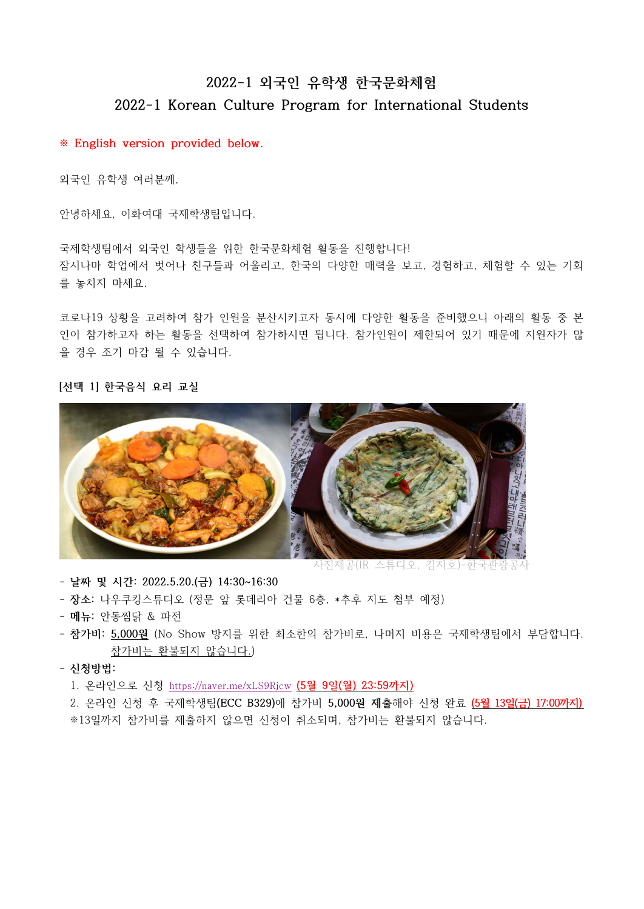# 2022-1 외국인 유학생 한국문화체험
## 2022-1 Korean Culture Program for International Students

※ English version provided below.

외국인 유학생 여러분께,

안녕하세요, 이화여대 국제학생팀입니다.

국제학생팀에서 외국인 학생들을 위한 한국문화체험 활동을 진행합니다!
잠시나마 학업에서 벗어나 친구들과 어울리고, 한국의 다양한 매력을 보고, 경험하고, 체험할 수 있는 기회를 놓치지 마세요.

코로나19 상황을 고려하여 참가 인원을 분산시키고자 동시에 다양한 활동을 준비했으니 아래의 활동 중 본인이 참가하고자 하는 활동을 선택하여 참가하시면 됩니다. 참가인원이 제한되어 있기 때문에 지원자가 많을 경우 조기 마감 될 수 있습니다.

**[선택 1] 한국음식 요리 교실**

사진제공(IR 스튜디오, 김지호)-한국관광공사

- **날짜 및 시간:** 2022.5.20.(금) 14:30~16:30
- **장소:** 나우쿠킹스튜디오 (정문 앞 롯데리아 건물 6층, *추후 지도 첨부 예정)
- **메뉴:** 안동찜닭 & 파전
- **참가비:** 5,000원 (No Show 방지를 위한 최소한의 참가비로, 나머지 비용은 국제학생팀에서 부담합니다. 참가비는 환불되지 않습니다.)
- **신청방법:**
  1. 온라인으로 신청 https://naver.me/xLS9Rjcw **(5월 9일(월) 23:59까지)**
  2. 온라인 신청 후 국제학생팀(ECC B329)에 참가비 **5,000원 제출**해야 신청 완료 **(5월 13일(금) 17:00까지)**

  ※13일까지 참가비를 제출하지 않으면 신청이 취소되며, 참가비는 환불되지 않습니다.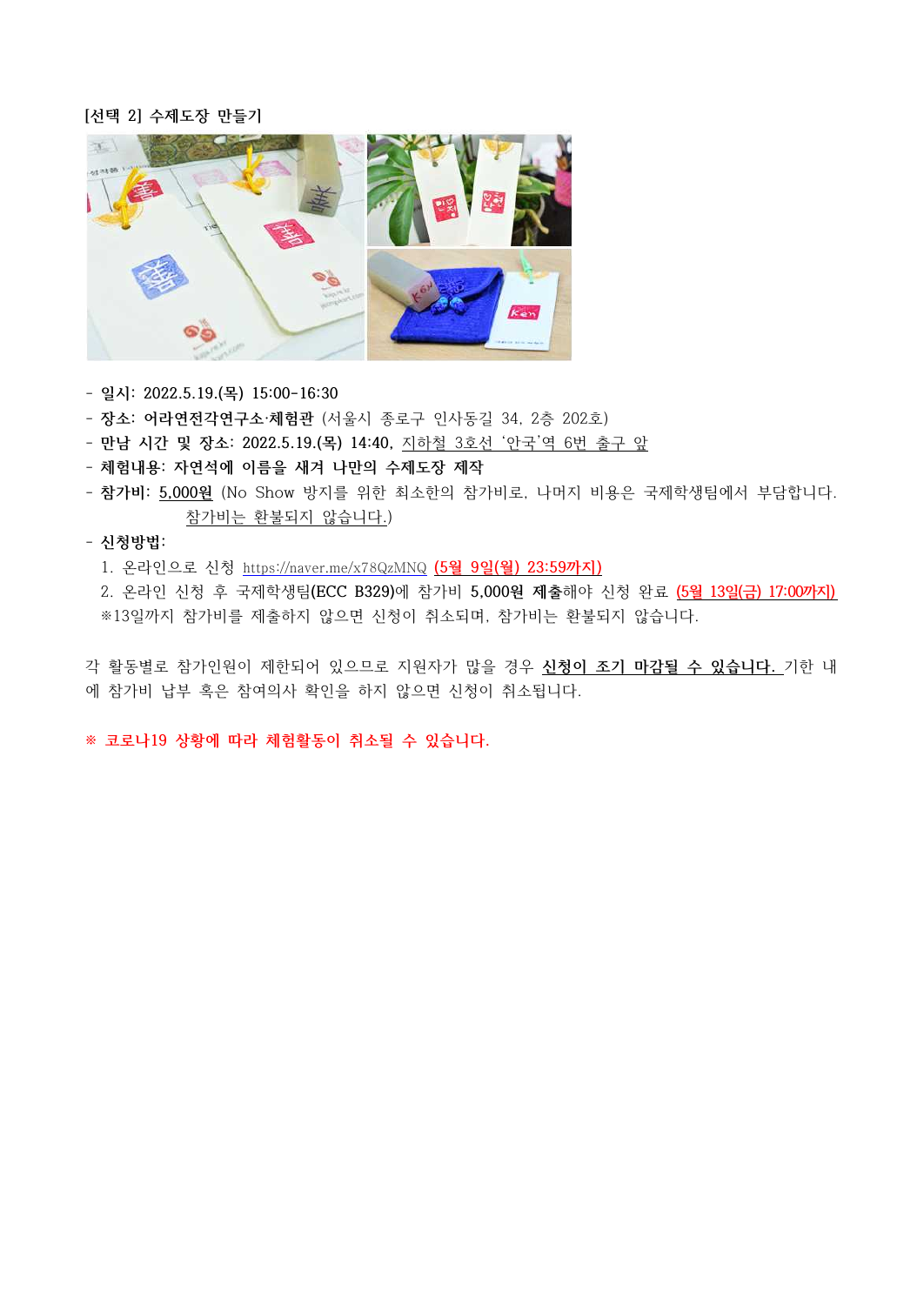**[선택 2] 수제도장 만들기**

- **일시:** 2022.5.19.(목) 15:00-16:30
- **장소: 어라연전각연구소·체험관** (서울시 종로구 인사동길 34, 2층 202호)
- **만남 시간 및 장소:** 2022.5.19.(목) 14:40, 지하철 3호선 '안국'역 6번 출구 앞
- **체험내용: 자연석에 이름을 새겨 나만의 수제도장 제작**
- **참가비:** 5,000원 (No Show 방지를 위한 최소한의 참가비로, 나머지 비용은 국제학생팀에서 부담합니다. 참가비는 환불되지 않습니다.)
- **신청방법:**
  1. 온라인으로 신청 https://naver.me/x78QzMNQ (5월 9일(월) 23:59까지)
  2. 온라인 신청 후 국제학생팀(ECC B329)에 참가비 **5,000원 제출**해야 신청 완료 (5월 13일(금) 17:00까지)

  ※13일까지 참가비를 제출하지 않으면 신청이 취소되며, 참가비는 환불되지 않습니다.

각 활동별로 참가인원이 제한되어 있으므로 지원자가 많을 경우 **신청이 조기 마감될 수 있습니다.** 기한 내에 참가비 납부 혹은 참여의사 확인을 하지 않으면 신청이 취소됩니다.

**※ 코로나19 상황에 따라 체험활동이 취소될 수 있습니다.**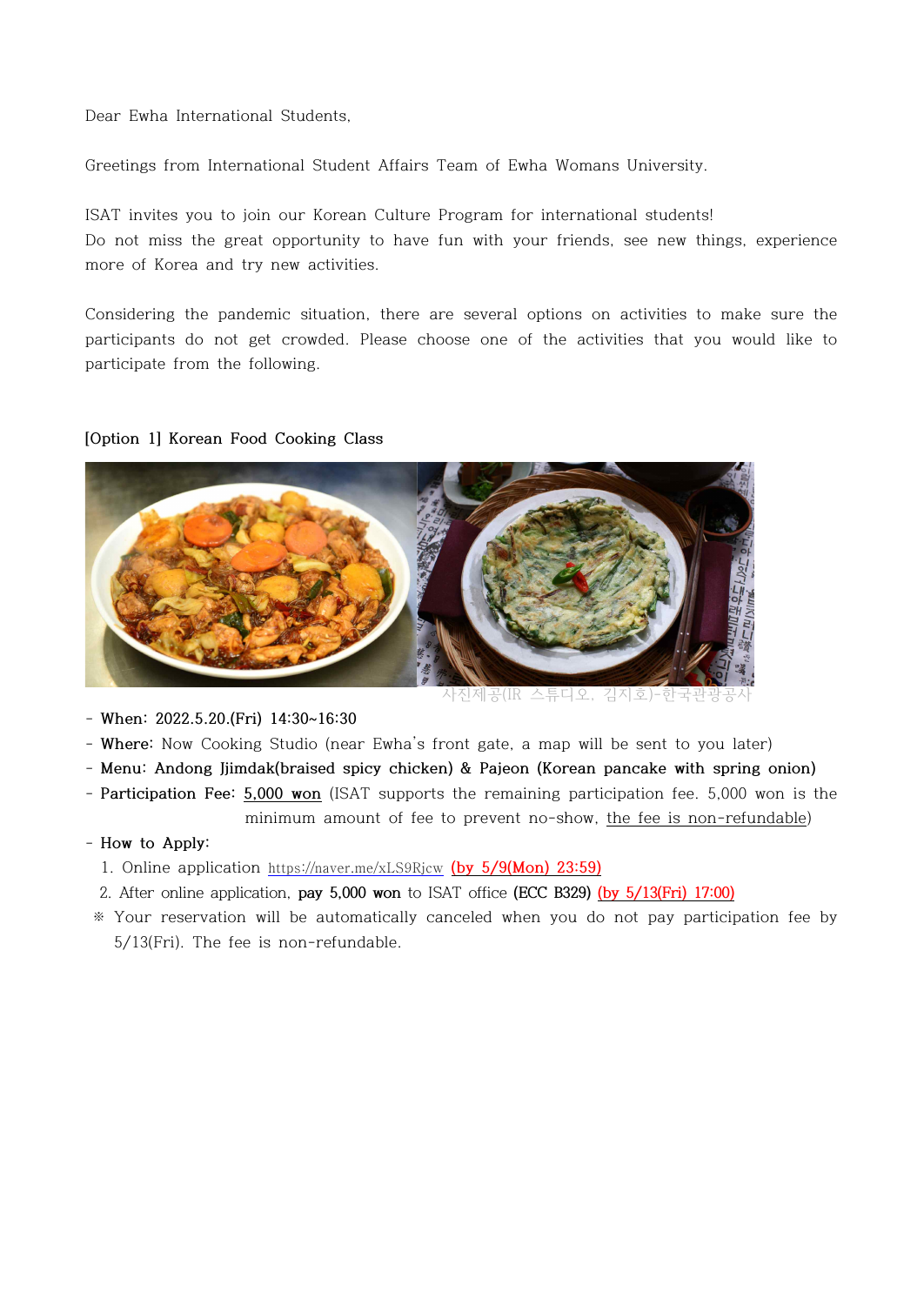Dear Ewha International Students,

Greetings from International Student Affairs Team of Ewha Womans University.

ISAT invites you to join our Korean Culture Program for international students!
Do not miss the great opportunity to have fun with your friends, see new things, experience more of Korea and try new activities.

Considering the pandemic situation, there are several options on activities to make sure the participants do not get crowded. Please choose one of the activities that you would like to participate from the following.

**[Option 1] Korean Food Cooking Class**

사진제공(IR 스튜디오, 김지호)-한국관광공사

- **When:** 2022.5.20.(Fri) 14:30~16:30
- **Where:** Now Cooking Studio (near Ewha's front gate, a map will be sent to you later)
- **Menu: Andong Jjimdak(braised spicy chicken) & Pajeon (Korean pancake with spring onion)**
- **Participation Fee:** 5,000 won (ISAT supports the remaining participation fee. 5,000 won is the minimum amount of fee to prevent no-show, the fee is non-refundable)
- **How to Apply:**
  1. Online application https://naver.me/xLS9Rjcw (by 5/9(Mon) 23:59)
  2. After online application, **pay 5,000 won** to ISAT office **(ECC B329)** (by 5/13(Fri) 17:00)

※ Your reservation will be automatically canceled when you do not pay participation fee by 5/13(Fri). The fee is non-refundable.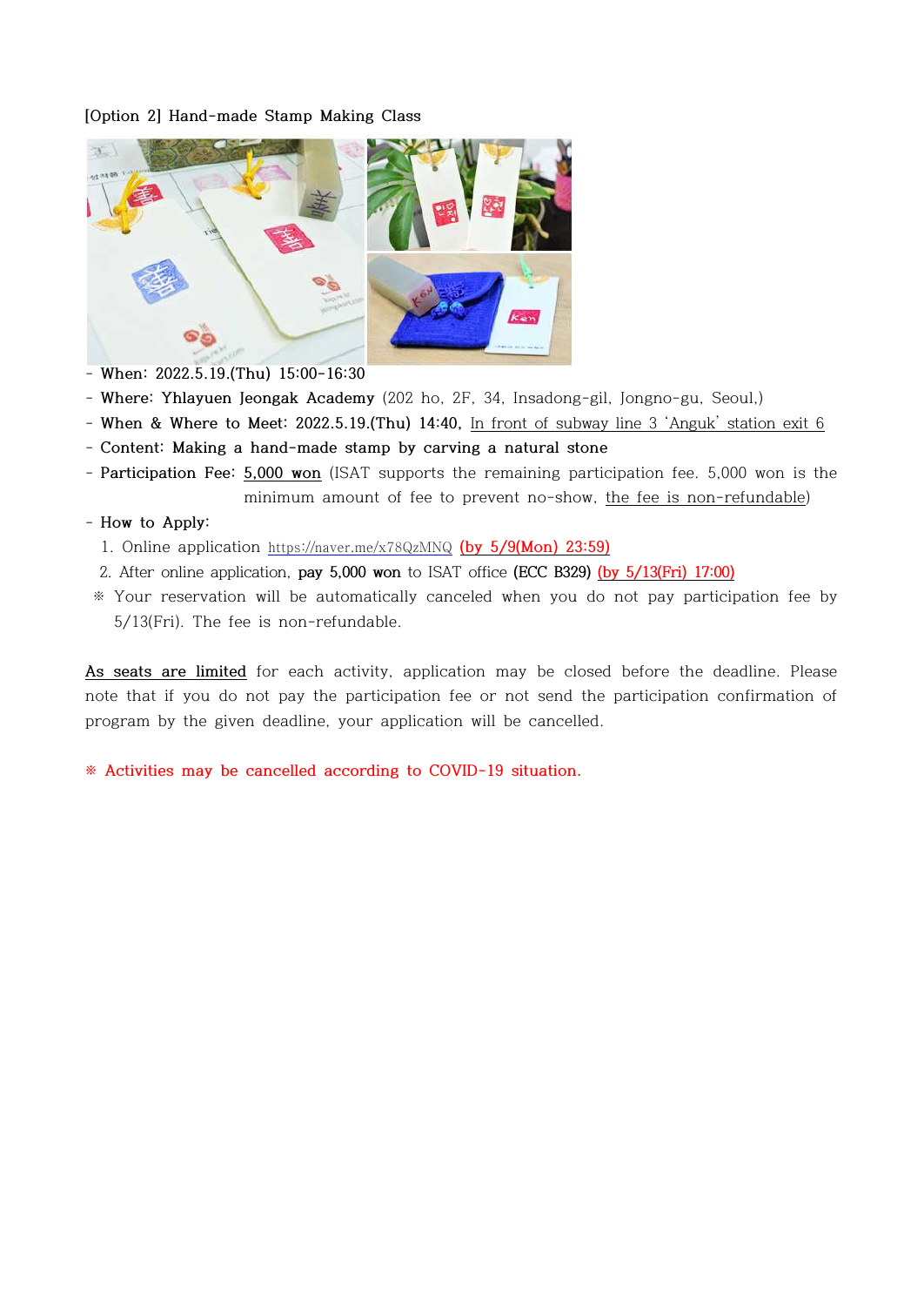[Option 2] Hand-made Stamp Making Class

- **When: 2022.5.19.(Thu) 15:00-16:30**
- **Where: Yhlayuen Jeongak Academy** (202 ho, 2F, 34, Insadong-gil, Jongno-gu, Seoul,)
- **When & Where to Meet: 2022.5.19.(Thu) 14:40,** In front of subway line 3 'Anguk' station exit 6
- **Content: Making a hand-made stamp by carving a natural stone**
- **Participation Fee:** 5,000 won (ISAT supports the remaining participation fee. 5,000 won is the minimum amount of fee to prevent no-show, the fee is non-refundable)
- **How to Apply:**
  1. Online application https://naver.me/x78QzMNQ (by 5/9(Mon) 23:59)
  2. After online application, **pay 5,000 won** to ISAT office **(ECC B329)** (by 5/13(Fri) 17:00)

※ Your reservation will be automatically canceled when you do not pay participation fee by 5/13(Fri). The fee is non-refundable.

As seats are limited for each activity, application may be closed before the deadline. Please note that if you do not pay the participation fee or not send the participation confirmation of program by the given deadline, your application will be cancelled.

※ Activities may be cancelled according to COVID-19 situation.